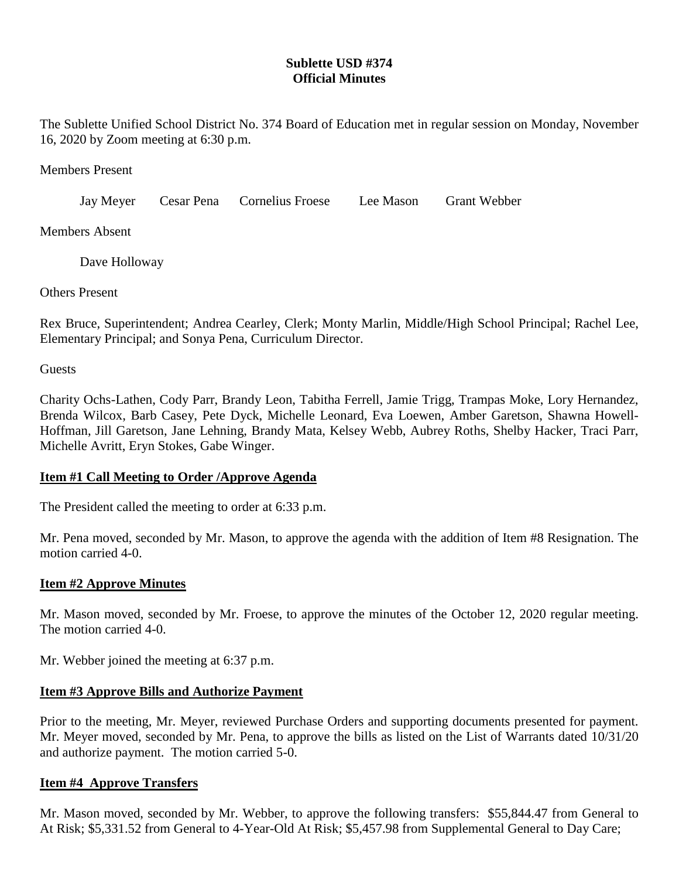# Sublette USD #374
# Official Minutes

The Sublette Unified School District No. 374 Board of Education met in regular session on Monday, November 16, 2020 by Zoom meeting at 6:30 p.m.

Members Present

Jay Meyer    Cesar Pena    Cornelius Froese    Lee Mason    Grant Webber

Members Absent

Dave Holloway

Others Present

Rex Bruce, Superintendent; Andrea Cearley, Clerk; Monty Marlin, Middle/High School Principal; Rachel Lee, Elementary Principal; and Sonya Pena, Curriculum Director.

Guests

Charity Ochs-Lathen, Cody Parr, Brandy Leon, Tabitha Ferrell, Jamie Trigg, Trampas Moke, Lory Hernandez, Brenda Wilcox, Barb Casey, Pete Dyck, Michelle Leonard, Eva Loewen, Amber Garetson, Shawna Howell-Hoffman, Jill Garetson, Jane Lehning, Brandy Mata, Kelsey Webb, Aubrey Roths, Shelby Hacker, Traci Parr, Michelle Avritt, Eryn Stokes, Gabe Winger.

## Item #1 Call Meeting to Order /Approve Agenda

The President called the meeting to order at 6:33 p.m.

Mr. Pena moved, seconded by Mr. Mason, to approve the agenda with the addition of Item #8 Resignation. The motion carried 4-0.

## Item #2 Approve Minutes

Mr. Mason moved, seconded by Mr. Froese, to approve the minutes of the October 12, 2020 regular meeting. The motion carried 4-0.

Mr. Webber joined the meeting at 6:37 p.m.

## Item #3 Approve Bills and Authorize Payment

Prior to the meeting, Mr. Meyer, reviewed Purchase Orders and supporting documents presented for payment. Mr. Meyer moved, seconded by Mr. Pena, to approve the bills as listed on the List of Warrants dated 10/31/20 and authorize payment. The motion carried 5-0.

## Item #4 Approve Transfers

Mr. Mason moved, seconded by Mr. Webber, to approve the following transfers: $55,844.47 from General to At Risk; $5,331.52 from General to 4-Year-Old At Risk; $5,457.98 from Supplemental General to Day Care;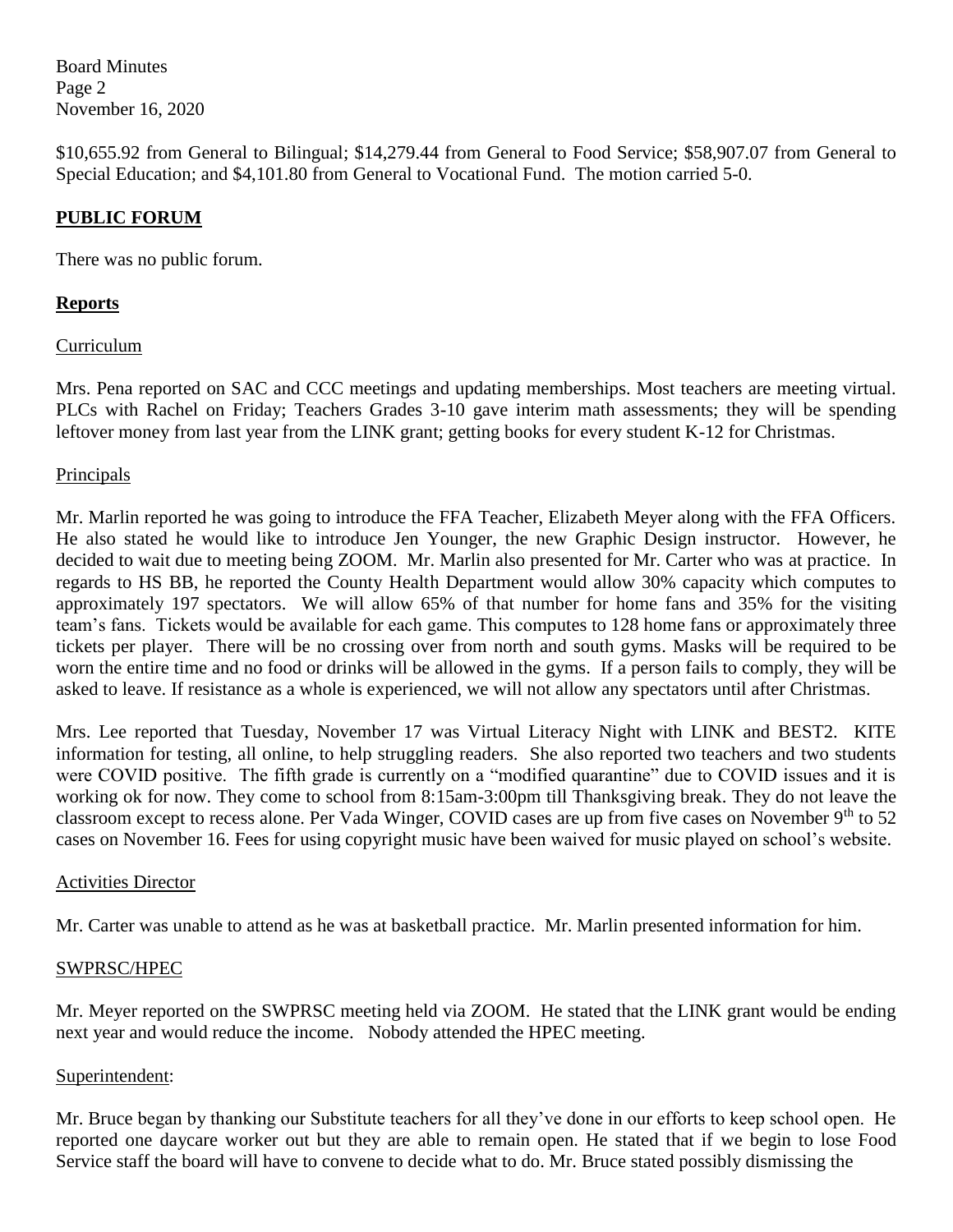$10,655.92 from General to Bilingual; $14,279.44 from General to Food Service; $58,907.07 from General to Special Education; and $4,101.80 from General to Vocational Fund. The motion carried 5-0.

## PUBLIC FORUM

There was no public forum.

## Reports

### Curriculum

Mrs. Pena reported on SAC and CCC meetings and updating memberships. Most teachers are meeting virtual. PLCs with Rachel on Friday; Teachers Grades 3-10 gave interim math assessments; they will be spending leftover money from last year from the LINK grant; getting books for every student K-12 for Christmas.

### Principals

Mr. Marlin reported he was going to introduce the FFA Teacher, Elizabeth Meyer along with the FFA Officers. He also stated he would like to introduce Jen Younger, the new Graphic Design instructor. However, he decided to wait due to meeting being ZOOM. Mr. Marlin also presented for Mr. Carter who was at practice. In regards to HS BB, he reported the County Health Department would allow 30% capacity which computes to approximately 197 spectators. We will allow 65% of that number for home fans and 35% for the visiting team's fans. Tickets would be available for each game. This computes to 128 home fans or approximately three tickets per player. There will be no crossing over from north and south gyms. Masks will be required to be worn the entire time and no food or drinks will be allowed in the gyms. If a person fails to comply, they will be asked to leave. If resistance as a whole is experienced, we will not allow any spectators until after Christmas.

Mrs. Lee reported that Tuesday, November 17 was Virtual Literacy Night with LINK and BEST2. KITE information for testing, all online, to help struggling readers. She also reported two teachers and two students were COVID positive. The fifth grade is currently on a "modified quarantine" due to COVID issues and it is working ok for now. They come to school from 8:15am-3:00pm till Thanksgiving break. They do not leave the classroom except to recess alone. Per Vada Winger, COVID cases are up from five cases on November 9th to 52 cases on November 16. Fees for using copyright music have been waived for music played on school's website.

### Activities Director

Mr. Carter was unable to attend as he was at basketball practice. Mr. Marlin presented information for him.

### SWPRSC/HPEC

Mr. Meyer reported on the SWPRSC meeting held via ZOOM. He stated that the LINK grant would be ending next year and would reduce the income. Nobody attended the HPEC meeting.

### Superintendent:

Mr. Bruce began by thanking our Substitute teachers for all they've done in our efforts to keep school open. He reported one daycare worker out but they are able to remain open. He stated that if we begin to lose Food Service staff the board will have to convene to decide what to do. Mr. Bruce stated possibly dismissing the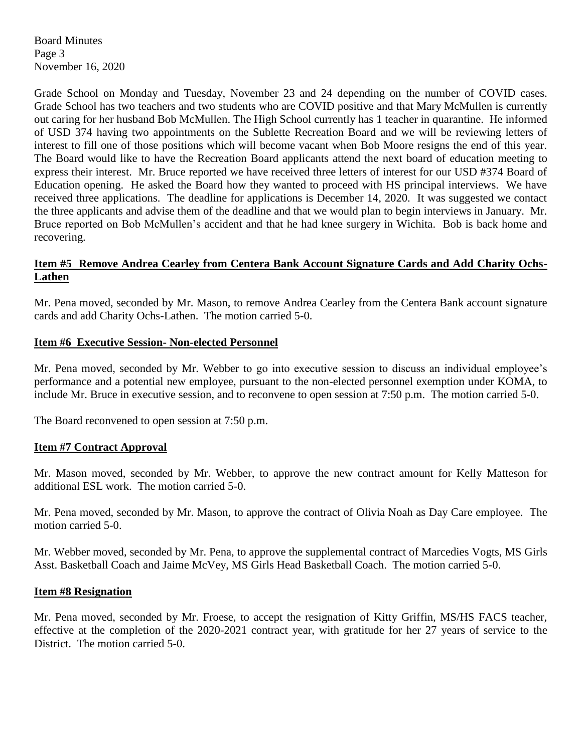Grade School on Monday and Tuesday, November 23 and 24 depending on the number of COVID cases. Grade School has two teachers and two students who are COVID positive and that Mary McMullen is currently out caring for her husband Bob McMullen. The High School currently has 1 teacher in quarantine. He informed of USD 374 having two appointments on the Sublette Recreation Board and we will be reviewing letters of interest to fill one of those positions which will become vacant when Bob Moore resigns the end of this year. The Board would like to have the Recreation Board applicants attend the next board of education meeting to express their interest. Mr. Bruce reported we have received three letters of interest for our USD #374 Board of Education opening. He asked the Board how they wanted to proceed with HS principal interviews. We have received three applications. The deadline for applications is December 14, 2020. It was suggested we contact the three applicants and advise them of the deadline and that we would plan to begin interviews in January. Mr. Bruce reported on Bob McMullen's accident and that he had knee surgery in Wichita. Bob is back home and recovering.

**Item #5 Remove Andrea Cearley from Centera Bank Account Signature Cards and Add Charity Ochs-Lathen**

Mr. Pena moved, seconded by Mr. Mason, to remove Andrea Cearley from the Centera Bank account signature cards and add Charity Ochs-Lathen. The motion carried 5-0.

**Item #6 Executive Session- Non-elected Personnel**

Mr. Pena moved, seconded by Mr. Webber to go into executive session to discuss an individual employee's performance and a potential new employee, pursuant to the non-elected personnel exemption under KOMA, to include Mr. Bruce in executive session, and to reconvene to open session at 7:50 p.m. The motion carried 5-0.

The Board reconvened to open session at 7:50 p.m.

**Item #7 Contract Approval**

Mr. Mason moved, seconded by Mr. Webber, to approve the new contract amount for Kelly Matteson for additional ESL work. The motion carried 5-0.

Mr. Pena moved, seconded by Mr. Mason, to approve the contract of Olivia Noah as Day Care employee. The motion carried 5-0.

Mr. Webber moved, seconded by Mr. Pena, to approve the supplemental contract of Marcedies Vogts, MS Girls Asst. Basketball Coach and Jaime McVey, MS Girls Head Basketball Coach. The motion carried 5-0.

**Item #8 Resignation**

Mr. Pena moved, seconded by Mr. Froese, to accept the resignation of Kitty Griffin, MS/HS FACS teacher, effective at the completion of the 2020-2021 contract year, with gratitude for her 27 years of service to the District. The motion carried 5-0.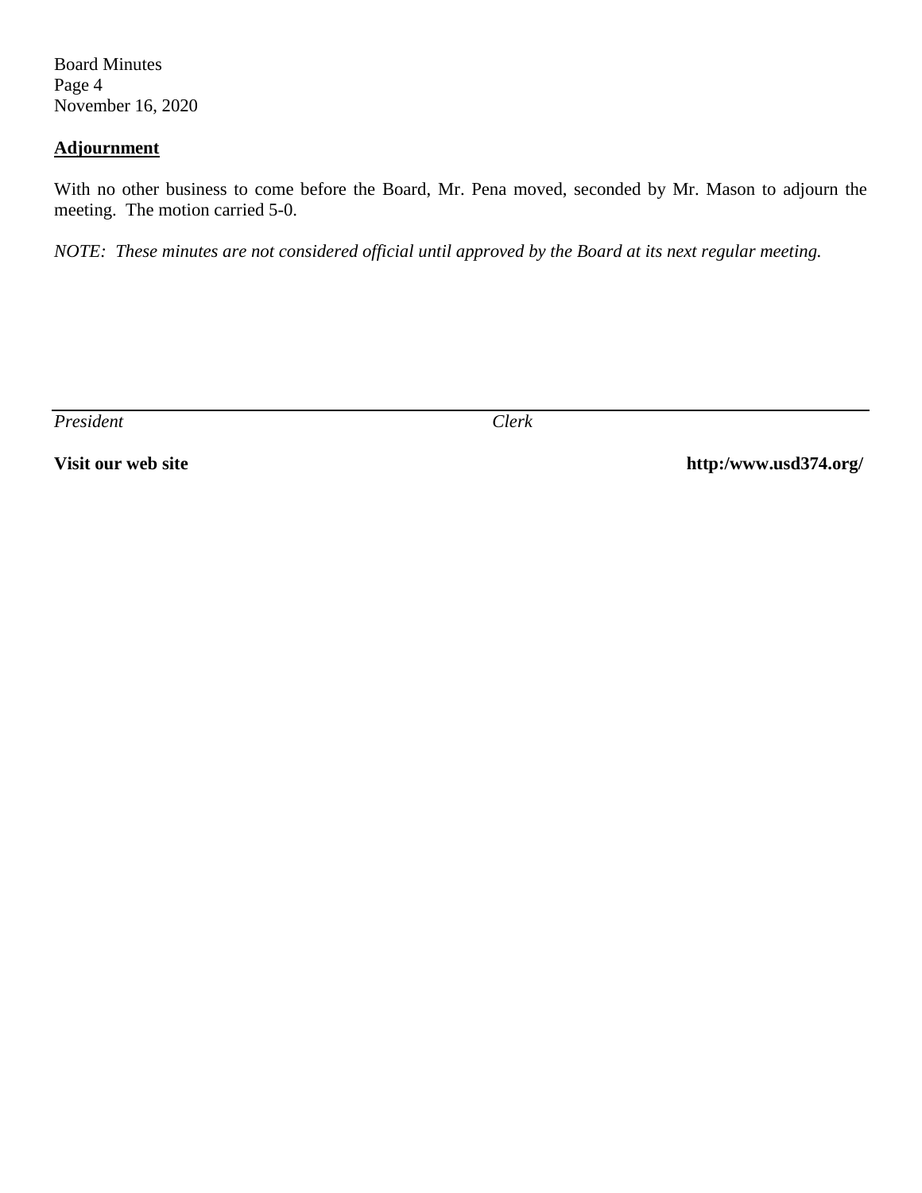## Adjournment

With no other business to come before the Board, Mr. Pena moved, seconded by Mr. Mason to adjourn the meeting. The motion carried 5-0.

*NOTE: These minutes are not considered official until approved by the Board at its next regular meeting.*

*President* *Clerk*

**Visit our web site** **http:/www.usd374.org/**